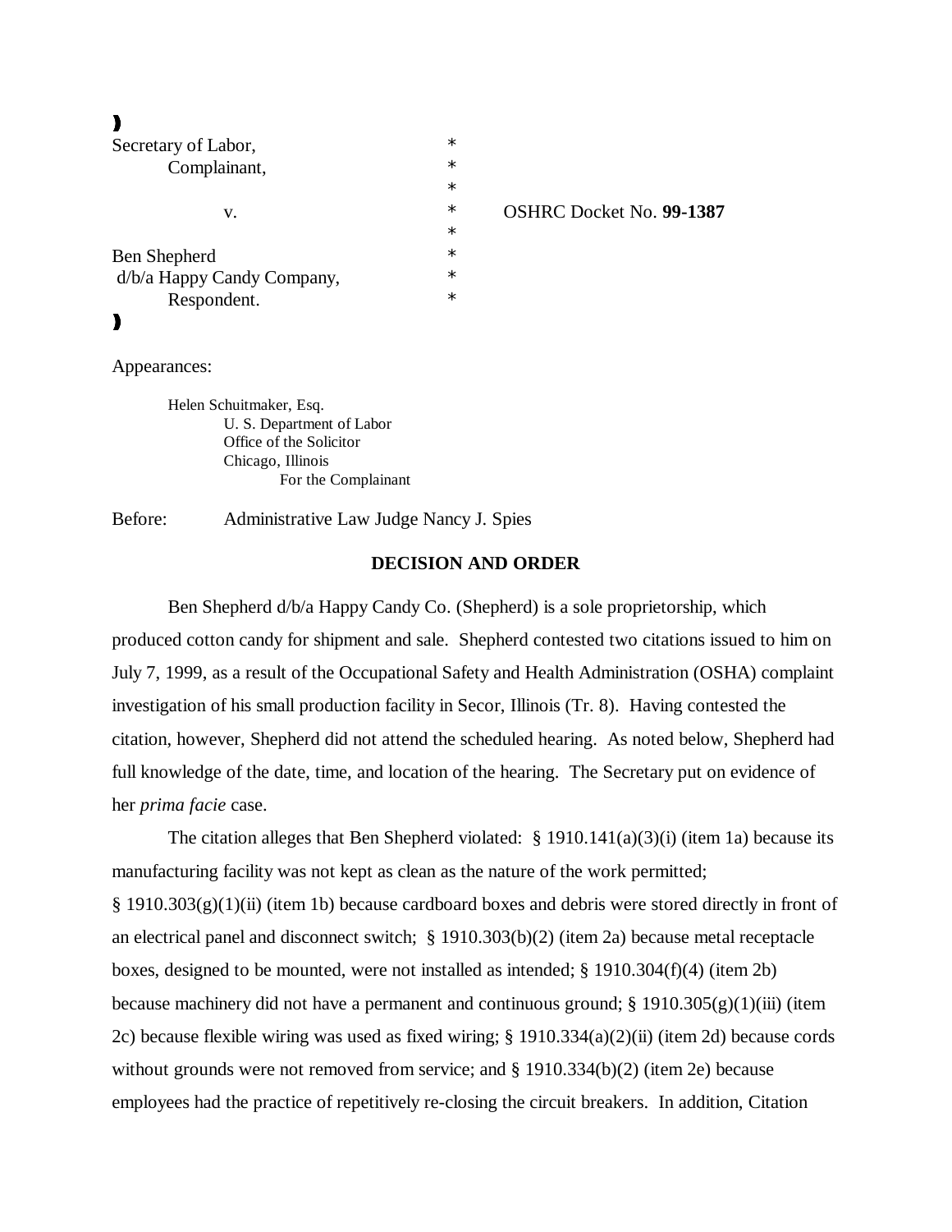| | | |
|---|---|---|
| Secretary of Labor, | * | |
| Complainant, | * | |
| | * | |
| v. | * | OSHRC Docket No. **99-1387** |
| | * | |
| Ben Shepherd | * | |
| d/b/a Happy Candy Company, | * | |
| Respondent. | * | |

Appearances:

Helen Schuitmaker, Esq.
U. S. Department of Labor
Office of the Solicitor
Chicago, Illinois
For the Complainant

Before: Administrative Law Judge Nancy J. Spies

**DECISION AND ORDER**

Ben Shepherd d/b/a Happy Candy Co. (Shepherd) is a sole proprietorship, which produced cotton candy for shipment and sale. Shepherd contested two citations issued to him on July 7, 1999, as a result of the Occupational Safety and Health Administration (OSHA) complaint investigation of his small production facility in Secor, Illinois (Tr. 8). Having contested the citation, however, Shepherd did not attend the scheduled hearing. As noted below, Shepherd had full knowledge of the date, time, and location of the hearing. The Secretary put on evidence of her *prima facie* case.

The citation alleges that Ben Shepherd violated: § 1910.141(a)(3)(i) (item 1a) because its manufacturing facility was not kept as clean as the nature of the work permitted; § 1910.303(g)(1)(ii) (item 1b) because cardboard boxes and debris were stored directly in front of an electrical panel and disconnect switch; § 1910.303(b)(2) (item 2a) because metal receptacle boxes, designed to be mounted, were not installed as intended; § 1910.304(f)(4) (item 2b) because machinery did not have a permanent and continuous ground; § 1910.305(g)(1)(iii) (item 2c) because flexible wiring was used as fixed wiring; § 1910.334(a)(2)(ii) (item 2d) because cords without grounds were not removed from service; and § 1910.334(b)(2) (item 2e) because employees had the practice of repetitively re-closing the circuit breakers. In addition, Citation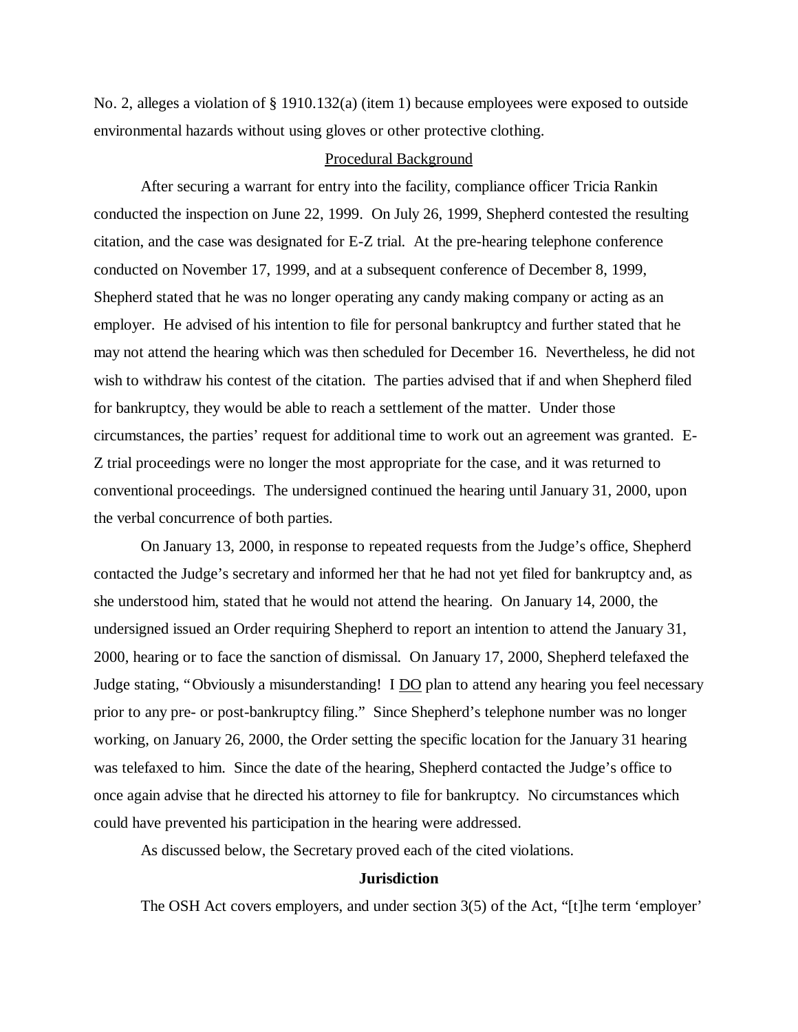No. 2, alleges a violation of § 1910.132(a) (item 1) because employees were exposed to outside environmental hazards without using gloves or other protective clothing.

## Procedural Background

After securing a warrant for entry into the facility, compliance officer Tricia Rankin conducted the inspection on June 22, 1999. On July 26, 1999, Shepherd contested the resulting citation, and the case was designated for E-Z trial. At the pre-hearing telephone conference conducted on November 17, 1999, and at a subsequent conference of December 8, 1999, Shepherd stated that he was no longer operating any candy making company or acting as an employer. He advised of his intention to file for personal bankruptcy and further stated that he may not attend the hearing which was then scheduled for December 16. Nevertheless, he did not wish to withdraw his contest of the citation. The parties advised that if and when Shepherd filed for bankruptcy, they would be able to reach a settlement of the matter. Under those circumstances, the parties' request for additional time to work out an agreement was granted. E-Z trial proceedings were no longer the most appropriate for the case, and it was returned to conventional proceedings. The undersigned continued the hearing until January 31, 2000, upon the verbal concurrence of both parties.

On January 13, 2000, in response to repeated requests from the Judge's office, Shepherd contacted the Judge's secretary and informed her that he had not yet filed for bankruptcy and, as she understood him, stated that he would not attend the hearing. On January 14, 2000, the undersigned issued an Order requiring Shepherd to report an intention to attend the January 31, 2000, hearing or to face the sanction of dismissal. On January 17, 2000, Shepherd telefaxed the Judge stating, "Obviously a misunderstanding! I DO plan to attend any hearing you feel necessary prior to any pre- or post-bankruptcy filing." Since Shepherd's telephone number was no longer working, on January 26, 2000, the Order setting the specific location for the January 31 hearing was telefaxed to him. Since the date of the hearing, Shepherd contacted the Judge's office to once again advise that he directed his attorney to file for bankruptcy. No circumstances which could have prevented his participation in the hearing were addressed.

As discussed below, the Secretary proved each of the cited violations.

## Jurisdiction

The OSH Act covers employers, and under section 3(5) of the Act, "[t]he term 'employer'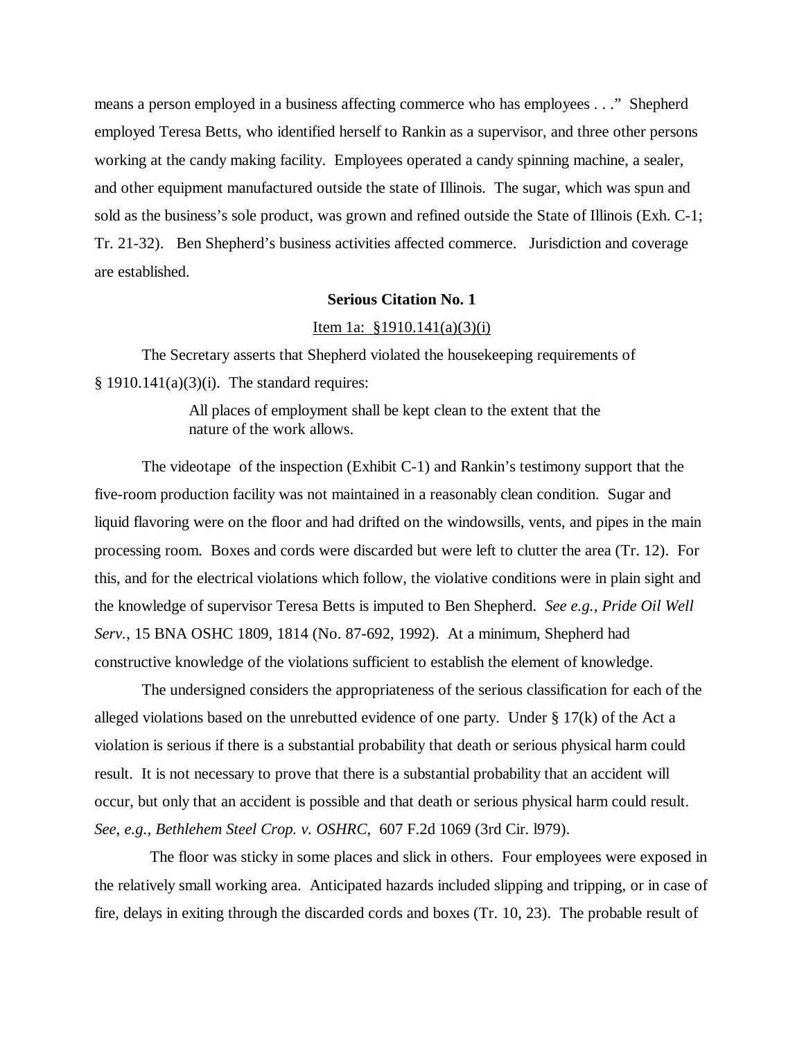means a person employed in a business affecting commerce who has employees . . ." Shepherd employed Teresa Betts, who identified herself to Rankin as a supervisor, and three other persons working at the candy making facility. Employees operated a candy spinning machine, a sealer, and other equipment manufactured outside the state of Illinois. The sugar, which was spun and sold as the business's sole product, was grown and refined outside the State of Illinois (Exh. C-1; Tr. 21-32). Ben Shepherd's business activities affected commerce. Jurisdiction and coverage are established.

**Serious Citation No. 1**

Item 1a: §1910.141(a)(3)(i)

The Secretary asserts that Shepherd violated the housekeeping requirements of § 1910.141(a)(3)(i). The standard requires:

> All places of employment shall be kept clean to the extent that the nature of the work allows.

The videotape of the inspection (Exhibit C-1) and Rankin's testimony support that the five-room production facility was not maintained in a reasonably clean condition. Sugar and liquid flavoring were on the floor and had drifted on the windowsills, vents, and pipes in the main processing room. Boxes and cords were discarded but were left to clutter the area (Tr. 12). For this, and for the electrical violations which follow, the violative conditions were in plain sight and the knowledge of supervisor Teresa Betts is imputed to Ben Shepherd. *See e.g., Pride Oil Well Serv.*, 15 BNA OSHC 1809, 1814 (No. 87-692, 1992). At a minimum, Shepherd had constructive knowledge of the violations sufficient to establish the element of knowledge.

The undersigned considers the appropriateness of the serious classification for each of the alleged violations based on the unrebutted evidence of one party. Under § 17(k) of the Act a violation is serious if there is a substantial probability that death or serious physical harm could result. It is not necessary to prove that there is a substantial probability that an accident will occur, but only that an accident is possible and that death or serious physical harm could result. *See, e.g., Bethlehem Steel Crop. v. OSHRC*, 607 F.2d 1069 (3rd Cir. l979).

The floor was sticky in some places and slick in others. Four employees were exposed in the relatively small working area. Anticipated hazards included slipping and tripping, or in case of fire, delays in exiting through the discarded cords and boxes (Tr. 10, 23). The probable result of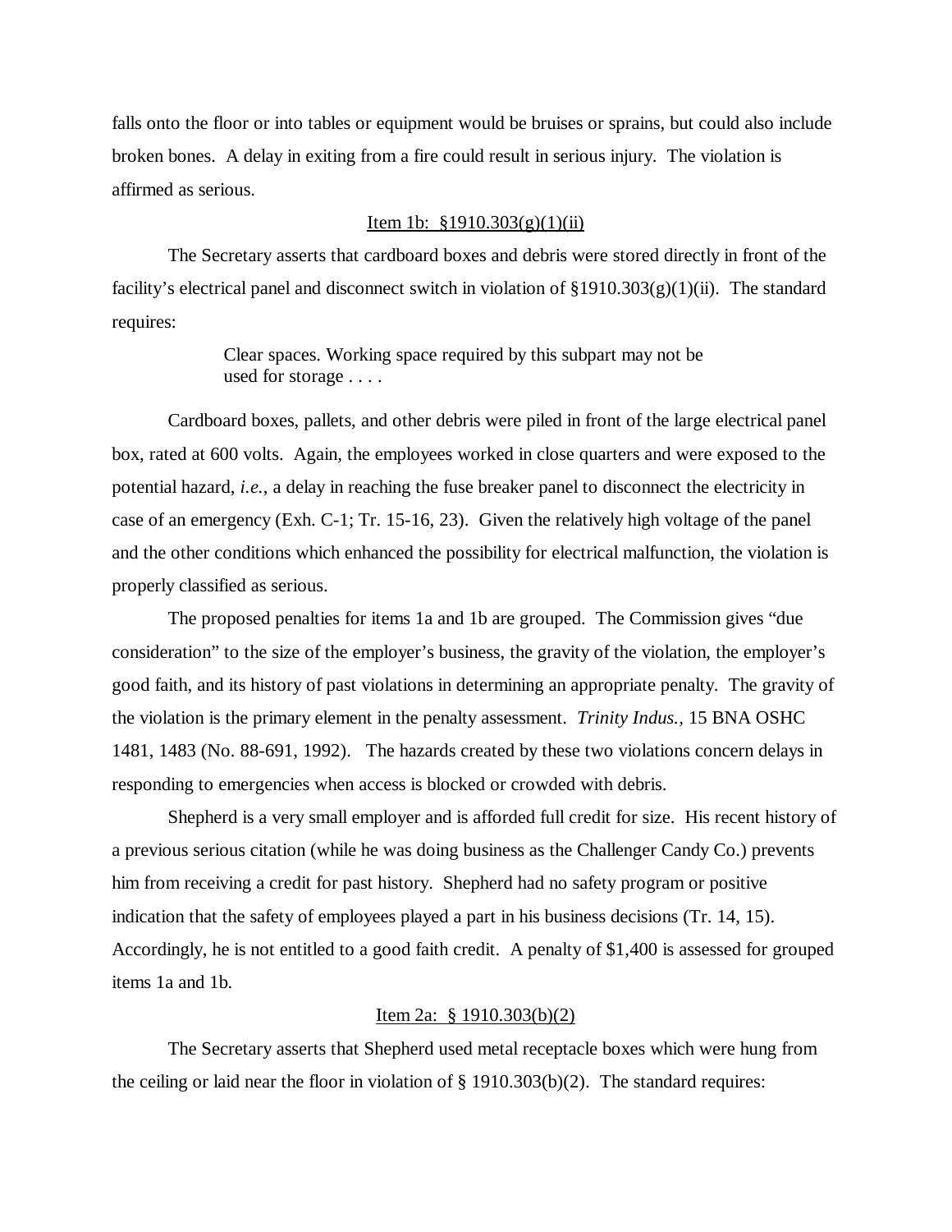falls onto the floor or into tables or equipment would be bruises or sprains, but could also include broken bones. A delay in exiting from a fire could result in serious injury. The violation is affirmed as serious.

<u>Item 1b: §1910.303(g)(1)(ii)</u>

The Secretary asserts that cardboard boxes and debris were stored directly in front of the facility's electrical panel and disconnect switch in violation of §1910.303(g)(1)(ii). The standard requires:

> Clear spaces. Working space required by this subpart may not be used for storage . . . .

Cardboard boxes, pallets, and other debris were piled in front of the large electrical panel box, rated at 600 volts. Again, the employees worked in close quarters and were exposed to the potential hazard, *i.e.*, a delay in reaching the fuse breaker panel to disconnect the electricity in case of an emergency (Exh. C-1; Tr. 15-16, 23). Given the relatively high voltage of the panel and the other conditions which enhanced the possibility for electrical malfunction, the violation is properly classified as serious.

The proposed penalties for items 1a and 1b are grouped. The Commission gives "due consideration" to the size of the employer's business, the gravity of the violation, the employer's good faith, and its history of past violations in determining an appropriate penalty. The gravity of the violation is the primary element in the penalty assessment. *Trinity Indus.*, 15 BNA OSHC 1481, 1483 (No. 88-691, 1992). The hazards created by these two violations concern delays in responding to emergencies when access is blocked or crowded with debris.

Shepherd is a very small employer and is afforded full credit for size. His recent history of a previous serious citation (while he was doing business as the Challenger Candy Co.) prevents him from receiving a credit for past history. Shepherd had no safety program or positive indication that the safety of employees played a part in his business decisions (Tr. 14, 15). Accordingly, he is not entitled to a good faith credit. A penalty of $1,400 is assessed for grouped items 1a and 1b.

<u>Item 2a: § 1910.303(b)(2)</u>

The Secretary asserts that Shepherd used metal receptacle boxes which were hung from the ceiling or laid near the floor in violation of § 1910.303(b)(2). The standard requires: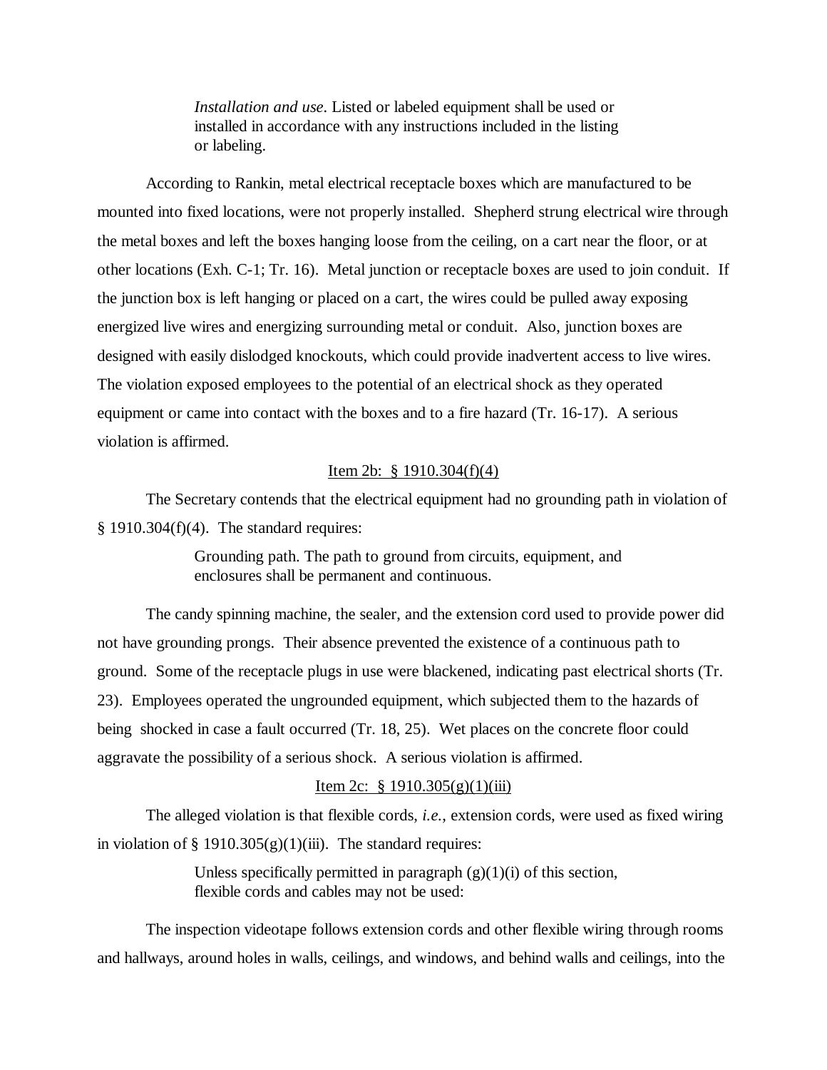> *Installation and use*. Listed or labeled equipment shall be used or installed in accordance with any instructions included in the listing or labeling.

According to Rankin, metal electrical receptacle boxes which are manufactured to be mounted into fixed locations, were not properly installed. Shepherd strung electrical wire through the metal boxes and left the boxes hanging loose from the ceiling, on a cart near the floor, or at other locations (Exh. C-1; Tr. 16). Metal junction or receptacle boxes are used to join conduit. If the junction box is left hanging or placed on a cart, the wires could be pulled away exposing energized live wires and energizing surrounding metal or conduit. Also, junction boxes are designed with easily dislodged knockouts, which could provide inadvertent access to live wires. The violation exposed employees to the potential of an electrical shock as they operated equipment or came into contact with the boxes and to a fire hazard (Tr. 16-17). A serious violation is affirmed.

<u>Item 2b: § 1910.304(f)(4)</u>

The Secretary contends that the electrical equipment had no grounding path in violation of § 1910.304(f)(4). The standard requires:

> Grounding path. The path to ground from circuits, equipment, and enclosures shall be permanent and continuous.

The candy spinning machine, the sealer, and the extension cord used to provide power did not have grounding prongs. Their absence prevented the existence of a continuous path to ground. Some of the receptacle plugs in use were blackened, indicating past electrical shorts (Tr. 23). Employees operated the ungrounded equipment, which subjected them to the hazards of being shocked in case a fault occurred (Tr. 18, 25). Wet places on the concrete floor could aggravate the possibility of a serious shock. A serious violation is affirmed.

<u>Item 2c: § 1910.305(g)(1)(iii)</u>

The alleged violation is that flexible cords, *i.e.*, extension cords, were used as fixed wiring in violation of § 1910.305(g)(1)(iii). The standard requires:

> Unless specifically permitted in paragraph (g)(1)(i) of this section, flexible cords and cables may not be used:

The inspection videotape follows extension cords and other flexible wiring through rooms and hallways, around holes in walls, ceilings, and windows, and behind walls and ceilings, into the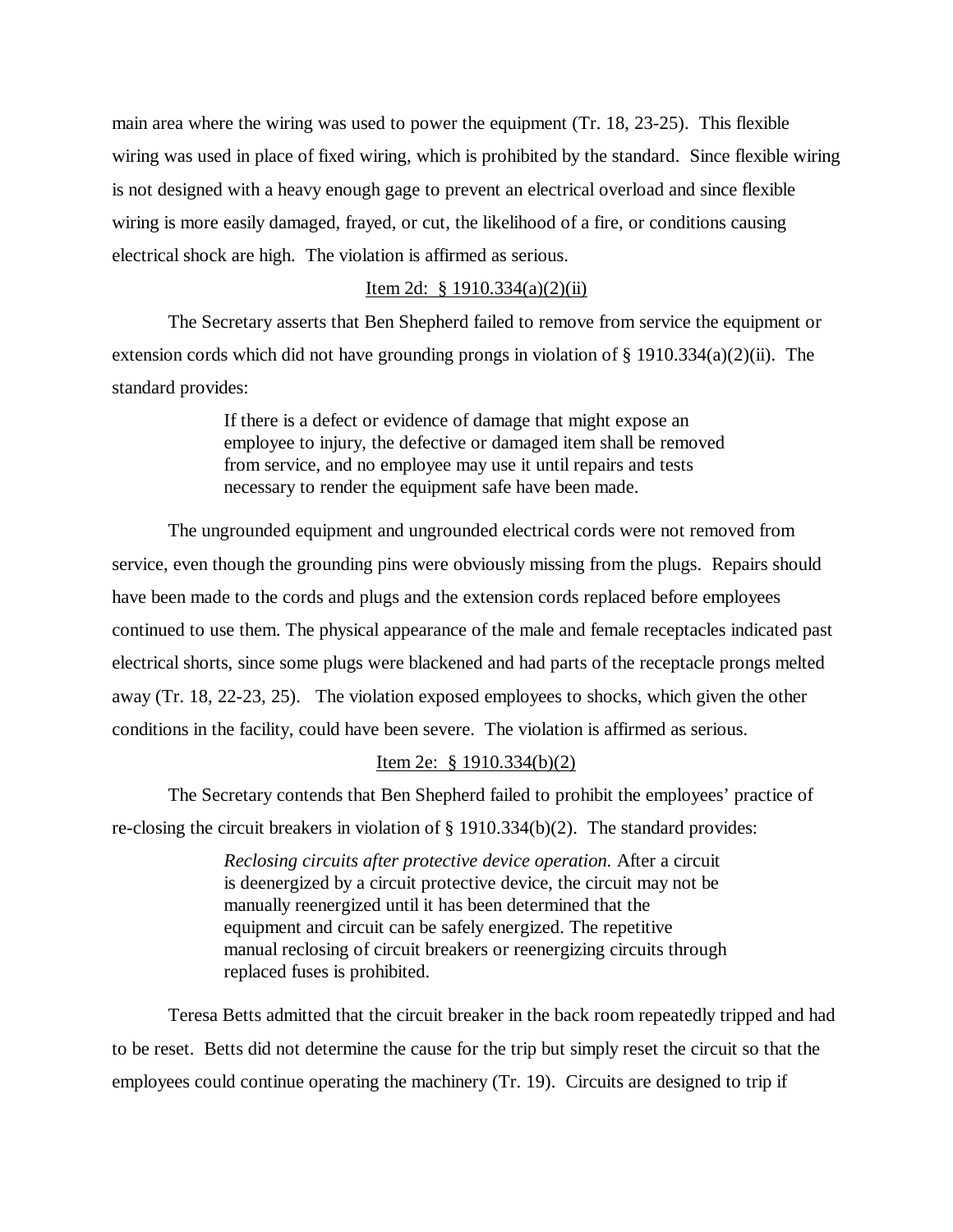main area where the wiring was used to power the equipment (Tr. 18, 23-25). This flexible wiring was used in place of fixed wiring, which is prohibited by the standard. Since flexible wiring is not designed with a heavy enough gage to prevent an electrical overload and since flexible wiring is more easily damaged, frayed, or cut, the likelihood of a fire, or conditions causing electrical shock are high. The violation is affirmed as serious.

<u>Item 2d: § 1910.334(a)(2)(ii)</u>

The Secretary asserts that Ben Shepherd failed to remove from service the equipment or extension cords which did not have grounding prongs in violation of § 1910.334(a)(2)(ii). The standard provides:

> If there is a defect or evidence of damage that might expose an employee to injury, the defective or damaged item shall be removed from service, and no employee may use it until repairs and tests necessary to render the equipment safe have been made.

The ungrounded equipment and ungrounded electrical cords were not removed from service, even though the grounding pins were obviously missing from the plugs. Repairs should have been made to the cords and plugs and the extension cords replaced before employees continued to use them. The physical appearance of the male and female receptacles indicated past electrical shorts, since some plugs were blackened and had parts of the receptacle prongs melted away (Tr. 18, 22-23, 25). The violation exposed employees to shocks, which given the other conditions in the facility, could have been severe. The violation is affirmed as serious.

<u>Item 2e: § 1910.334(b)(2)</u>

The Secretary contends that Ben Shepherd failed to prohibit the employees' practice of re-closing the circuit breakers in violation of § 1910.334(b)(2). The standard provides:

> *Reclosing circuits after protective device operation.* After a circuit is deenergized by a circuit protective device, the circuit may not be manually reenergized until it has been determined that the equipment and circuit can be safely energized. The repetitive manual reclosing of circuit breakers or reenergizing circuits through replaced fuses is prohibited.

Teresa Betts admitted that the circuit breaker in the back room repeatedly tripped and had to be reset. Betts did not determine the cause for the trip but simply reset the circuit so that the employees could continue operating the machinery (Tr. 19). Circuits are designed to trip if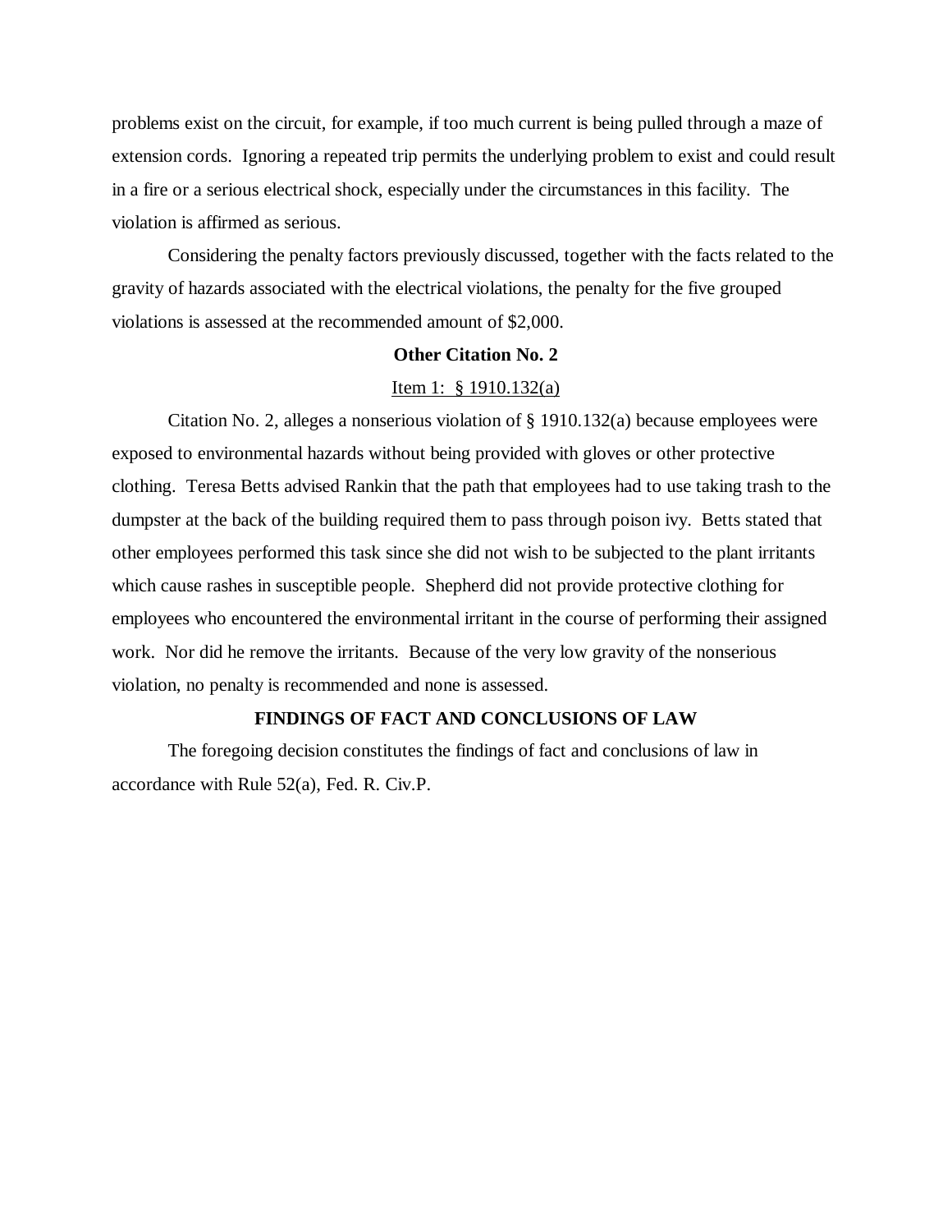problems exist on the circuit, for example, if too much current is being pulled through a maze of extension cords. Ignoring a repeated trip permits the underlying problem to exist and could result in a fire or a serious electrical shock, especially under the circumstances in this facility. The violation is affirmed as serious.

Considering the penalty factors previously discussed, together with the facts related to the gravity of hazards associated with the electrical violations, the penalty for the five grouped violations is assessed at the recommended amount of $2,000.

**Other Citation No. 2**

Item 1: § 1910.132(a)

Citation No. 2, alleges a nonserious violation of § 1910.132(a) because employees were exposed to environmental hazards without being provided with gloves or other protective clothing. Teresa Betts advised Rankin that the path that employees had to use taking trash to the dumpster at the back of the building required them to pass through poison ivy. Betts stated that other employees performed this task since she did not wish to be subjected to the plant irritants which cause rashes in susceptible people. Shepherd did not provide protective clothing for employees who encountered the environmental irritant in the course of performing their assigned work. Nor did he remove the irritants. Because of the very low gravity of the nonserious violation, no penalty is recommended and none is assessed.

**FINDINGS OF FACT AND CONCLUSIONS OF LAW**

The foregoing decision constitutes the findings of fact and conclusions of law in accordance with Rule 52(a), Fed. R. Civ.P.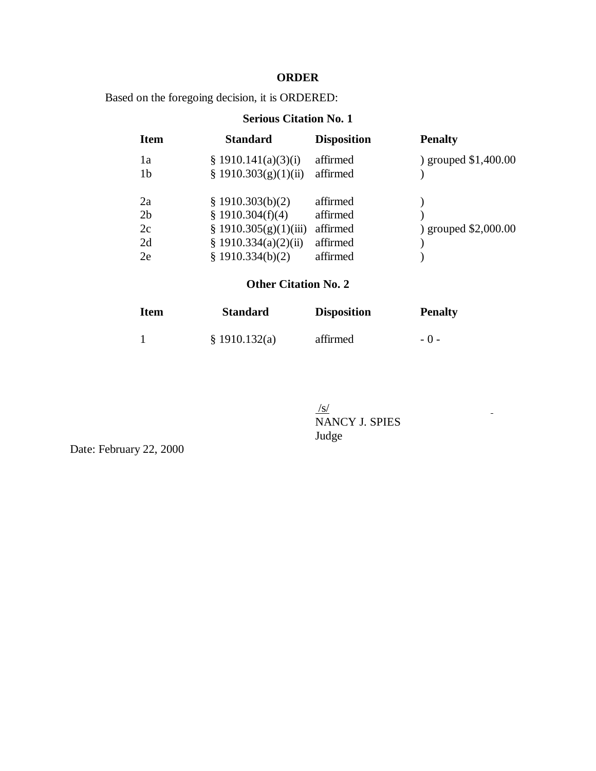**ORDER**

Based on the foregoing decision, it is ORDERED:

**Serious Citation No. 1**

| Item | Standard | Disposition | Penalty |
|---|---|---|---|
| 1a | § 1910.141(a)(3)(i) | affirmed | ) grouped $1,400.00 |
| 1b | § 1910.303(g)(1)(ii) | affirmed | ) |
| 2a | § 1910.303(b)(2) | affirmed | ) |
| 2b | § 1910.304(f)(4) | affirmed | ) |
| 2c | § 1910.305(g)(1)(iii) | affirmed | ) grouped $2,000.00 |
| 2d | § 1910.334(a)(2)(ii) | affirmed | ) |
| 2e | § 1910.334(b)(2) | affirmed | ) |

**Other Citation No. 2**

| Item | Standard | Disposition | Penalty |
|---|---|---|---|
| 1 | § 1910.132(a) | affirmed | - 0 - |

/s/
NANCY J. SPIES
Judge

Date: February 22, 2000